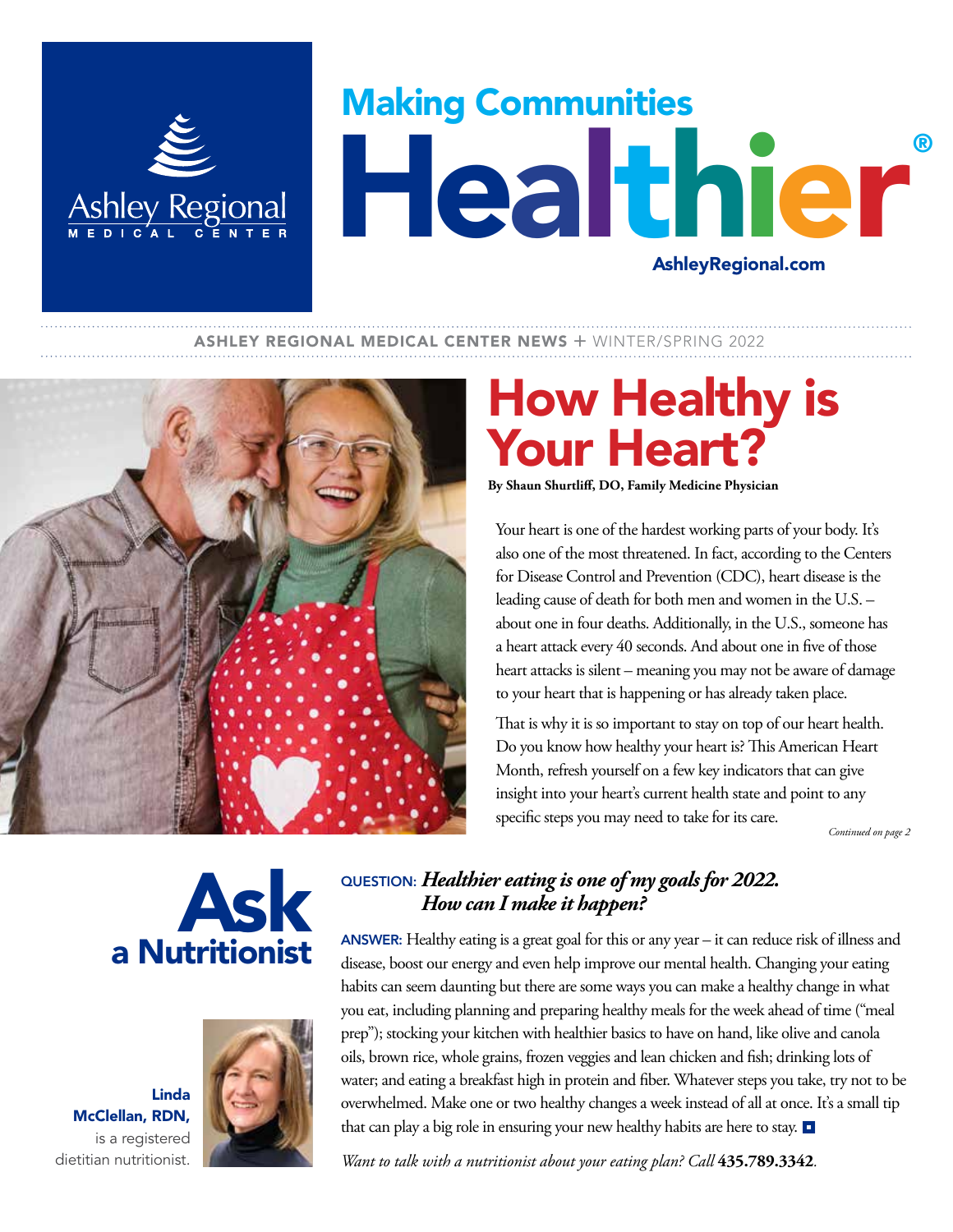Ashley Regional MEDICAL CENTER

# Making Communities Healthier®

AshleyRegional.com

ASHLEY REGIONAL MEDICAL CENTER NEWS + WINTER/SPRING 2022

## How Healthy is Your Heart?

**By Shaun Shurtliff, DO, Family Medicine Physician**

Your heart is one of the hardest working parts of your body. It's also one of the most threatened. In fact, according to the Centers for Disease Control and Prevention (CDC), heart disease is the leading cause of death for both men and women in the U.S. – about one in four deaths. Additionally, in the U.S., someone has a heart attack every 40 seconds. And about one in five of those heart attacks is silent – meaning you may not be aware of damage to your heart that is happening or has already taken place.

That is why it is so important to stay on top of our heart health. Do you know how healthy your heart is? This American Heart Month, refresh yourself on a few key indicators that can give insight into your heart's current health state and point to any specific steps you may need to take for its care.

*Continued on page 2*

## Ask a Nutritionist

**Linda McClellan, RDN,** is a registered dietitian nutritionist.

QUESTION: ***Healthier eating is one of my goals for 2022. How can I make it happen?***

ANSWER: Healthy eating is a great goal for this or any year – it can reduce risk of illness and disease, boost our energy and even help improve our mental health. Changing your eating habits can seem daunting but there are some ways you can make a healthy change in what you eat, including planning and preparing healthy meals for the week ahead of time ("meal prep"); stocking your kitchen with healthier basics to have on hand, like olive and canola oils, brown rice, whole grains, frozen veggies and lean chicken and fish; drinking lots of water; and eating a breakfast high in protein and fiber. Whatever steps you take, try not to be overwhelmed. Make one or two healthy changes a week instead of all at once. It's a small tip that can play a big role in ensuring your new healthy habits are here to stay.

*Want to talk with a nutritionist about your eating plan? Call* **435.789.3342***.*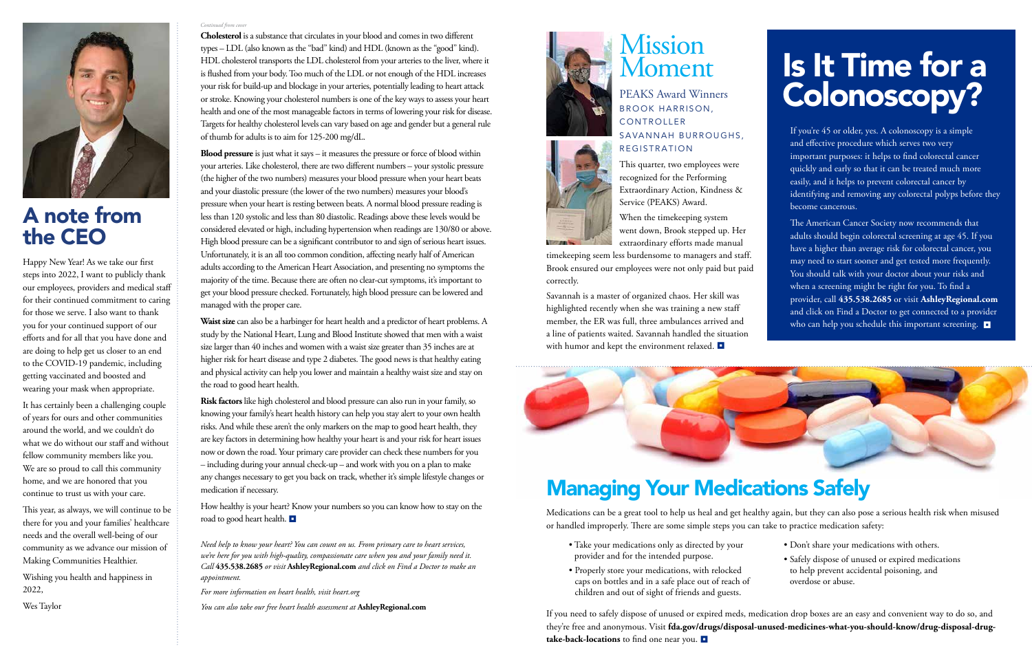## A note from the CEO

Happy New Year! As we take our first steps into 2022, I want to publicly thank our employees, providers and medical staff for their continued commitment to caring for those we serve. I also want to thank you for your continued support of our efforts and for all that you have done and are doing to help get us closer to an end to the COVID-19 pandemic, including getting vaccinated and boosted and wearing your mask when appropriate.

It has certainly been a challenging couple of years for ours and other communities around the world, and we couldn't do what we do without our staff and without fellow community members like you. We are so proud to call this community home, and we are honored that you continue to trust us with your care.

This year, as always, we will continue to be there for you and your families' healthcare needs and the overall well-being of our community as we advance our mission of Making Communities Healthier.

Wishing you health and happiness in 2022,

Wes Taylor

*Continued from cover*

**Cholesterol** is a substance that circulates in your blood and comes in two different types – LDL (also known as the "bad" kind) and HDL (known as the "good" kind). HDL cholesterol transports the LDL cholesterol from your arteries to the liver, where it is flushed from your body. Too much of the LDL or not enough of the HDL increases your risk for build-up and blockage in your arteries, potentially leading to heart attack or stroke. Knowing your cholesterol numbers is one of the key ways to assess your heart health and one of the most manageable factors in terms of lowering your risk for disease. Targets for healthy cholesterol levels can vary based on age and gender but a general rule of thumb for adults is to aim for 125-200 mg/dL.

**Blood pressure** is just what it says – it measures the pressure or force of blood within your arteries. Like cholesterol, there are two different numbers – your systolic pressure (the higher of the two numbers) measures your blood pressure when your heart beats and your diastolic pressure (the lower of the two numbers) measures your blood's pressure when your heart is resting between beats. A normal blood pressure reading is less than 120 systolic and less than 80 diastolic. Readings above these levels would be considered elevated or high, including hypertension when readings are 130/80 or above. High blood pressure can be a significant contributor to and sign of serious heart issues. Unfortunately, it is an all too common condition, affecting nearly half of American adults according to the American Heart Association, and presenting no symptoms the majority of the time. Because there are often no clear-cut symptoms, it's important to get your blood pressure checked. Fortunately, high blood pressure can be lowered and managed with the proper care.

**Waist size** can also be a harbinger for heart health and a predictor of heart problems. A study by the National Heart, Lung and Blood Institute showed that men with a waist size larger than 40 inches and women with a waist size greater than 35 inches are at higher risk for heart disease and type 2 diabetes. The good news is that healthy eating and physical activity can help you lower and maintain a healthy waist size and stay on the road to good heart health.

**Risk factors** like high cholesterol and blood pressure can also run in your family, so knowing your family's heart health history can help you stay alert to your own health risks. And while these aren't the only markers on the map to good heart health, they are key factors in determining how healthy your heart is and your risk for heart issues now or down the road. Your primary care provider can check these numbers for you – including during your annual check-up – and work with you on a plan to make any changes necessary to get you back on track, whether it's simple lifestyle changes or medication if necessary.

How healthy is your heart? Know your numbers so you can know how to stay on the road to good heart health. ■

*Need help to know your heart? You can count on us. From primary care to heart services, we're here for you with high-quality, compassionate care when you and your family need it. Call* **435.538.2685** *or visit* **AshleyRegional.com** *and click on Find a Doctor to make an appointment.*

*For more information on heart health, visit heart.org*

*You can also take our free heart health assessment at* **AshleyRegional.com**

## Mission Moment

### PEAKS Award Winners

BROOK HARRISON, CONTROLLER

SAVANNAH BURROUGHS, REGISTRATION

This quarter, two employees were recognized for the Performing Extraordinary Action, Kindness & Service (PEAKS) Award.

When the timekeeping system went down, Brook stepped up. Her extraordinary efforts made manual timekeeping seem less burdensome to managers and staff. Brook ensured our employees were not only paid but paid correctly.

Savannah is a master of organized chaos. Her skill was highlighted recently when she was training a new staff member, the ER was full, three ambulances arrived and a line of patients waited. Savannah handled the situation with humor and kept the environment relaxed. ■

## Is It Time for a Colonoscopy?

If you're 45 or older, yes. A colonoscopy is a simple and effective procedure which serves two very important purposes: it helps to find colorectal cancer quickly and early so that it can be treated much more easily, and it helps to prevent colorectal cancer by identifying and removing any colorectal polyps before they become cancerous.

The American Cancer Society now recommends that adults should begin colorectal screening at age 45. If you have a higher than average risk for colorectal cancer, you may need to start sooner and get tested more frequently. You should talk with your doctor about your risks and when a screening might be right for you. To find a provider, call **435.538.2685** or visit **AshleyRegional.com** and click on Find a Doctor to get connected to a provider who can help you schedule this important screening. ■

## Managing Your Medications Safely

Medications can be a great tool to help us heal and get healthy again, but they can also pose a serious health risk when misused or handled improperly. There are some simple steps you can take to practice medication safety:

- Take your medications only as directed by your provider and for the intended purpose.
- Properly store your medications, with relocked caps on bottles and in a safe place out of reach of children and out of sight of friends and guests.
- Don't share your medications with others.
- Safely dispose of unused or expired medications to help prevent accidental poisoning, and overdose or abuse.

If you need to safely dispose of unused or expired meds, medication drop boxes are an easy and convenient way to do so, and they're free and anonymous. Visit **fda.gov/drugs/disposal-unused-medicines-what-you-should-know/drug-disposal-drug-take-back-locations** to find one near you. ■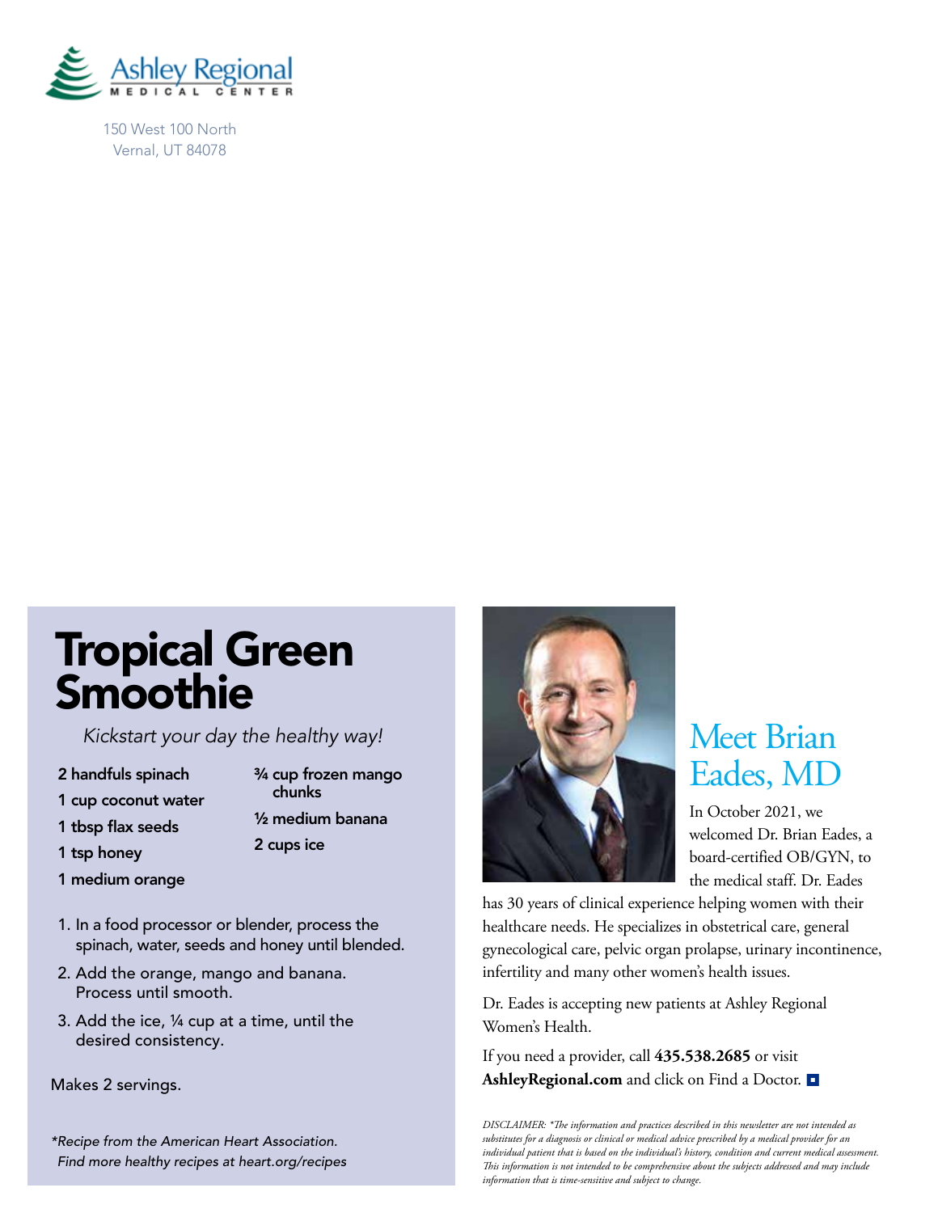Ashley Regional Medical Center

150 West 100 North
Vernal, UT 84078

# Tropical Green Smoothie

*Kickstart your day the healthy way!*

- 2 handfuls spinach
- 1 cup coconut water
- 1 tbsp flax seeds
- 1 tsp honey
- 1 medium orange
- ¾ cup frozen mango chunks
- ½ medium banana
- 2 cups ice

1. In a food processor or blender, process the spinach, water, seeds and honey until blended.
2. Add the orange, mango and banana. Process until smooth.
3. Add the ice, ¼ cup at a time, until the desired consistency.

Makes 2 servings.

*\*Recipe from the American Heart Association. Find more healthy recipes at heart.org/recipes*

# Meet Brian Eades, MD

In October 2021, we welcomed Dr. Brian Eades, a board-certified OB/GYN, to the medical staff. Dr. Eades has 30 years of clinical experience helping women with their healthcare needs. He specializes in obstetrical care, general gynecological care, pelvic organ prolapse, urinary incontinence, infertility and many other women's health issues.

Dr. Eades is accepting new patients at Ashley Regional Women's Health.

If you need a provider, call **435.538.2685** or visit **AshleyRegional.com** and click on Find a Doctor.

*DISCLAIMER: \*The information and practices described in this newsletter are not intended as substitutes for a diagnosis or clinical or medical advice prescribed by a medical provider for an individual patient that is based on the individual's history, condition and current medical assessment. This information is not intended to be comprehensive about the subjects addressed and may include information that is time-sensitive and subject to change.*